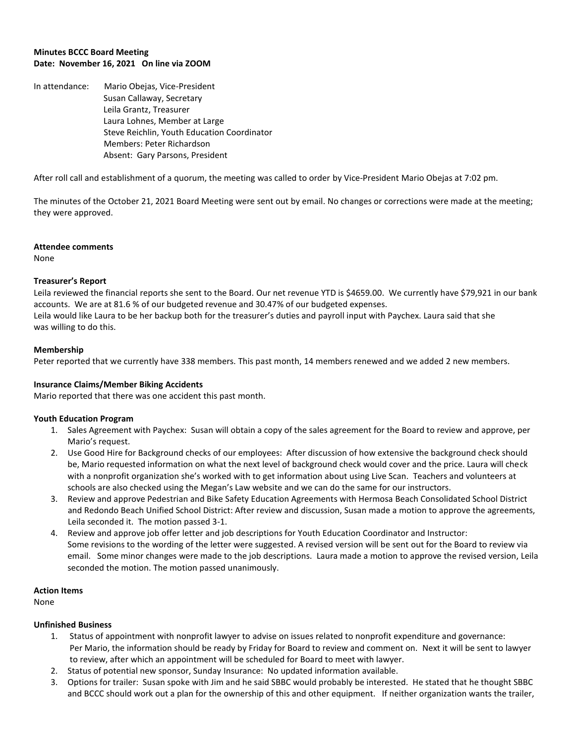**Minutes BCCC Board Meeting**
**Date: November 16, 2021 On line via ZOOM**

In attendance: Mario Obejas, Vice-President
Susan Callaway, Secretary
Leila Grantz, Treasurer
Laura Lohnes, Member at Large
Steve Reichlin, Youth Education Coordinator
Members: Peter Richardson
Absent: Gary Parsons, President

After roll call and establishment of a quorum, the meeting was called to order by Vice-President Mario Obejas at 7:02 pm.

The minutes of the October 21, 2021 Board Meeting were sent out by email. No changes or corrections were made at the meeting; they were approved.

**Attendee comments**
None

**Treasurer's Report**
Leila reviewed the financial reports she sent to the Board. Our net revenue YTD is $4659.00. We currently have $79,921 in our bank accounts. We are at 81.6 % of our budgeted revenue and 30.47% of our budgeted expenses.
Leila would like Laura to be her backup both for the treasurer's duties and payroll input with Paychex. Laura said that she was willing to do this.

**Membership**
Peter reported that we currently have 338 members. This past month, 14 members renewed and we added 2 new members.

**Insurance Claims/Member Biking Accidents**
Mario reported that there was one accident this past month.

**Youth Education Program**

1. Sales Agreement with Paychex: Susan will obtain a copy of the sales agreement for the Board to review and approve, per Mario's request.
2. Use Good Hire for Background checks of our employees: After discussion of how extensive the background check should be, Mario requested information on what the next level of background check would cover and the price. Laura will check with a nonprofit organization she's worked with to get information about using Live Scan. Teachers and volunteers at schools are also checked using the Megan's Law website and we can do the same for our instructors.
3. Review and approve Pedestrian and Bike Safety Education Agreements with Hermosa Beach Consolidated School District and Redondo Beach Unified School District: After review and discussion, Susan made a motion to approve the agreements, Leila seconded it. The motion passed 3-1.
4. Review and approve job offer letter and job descriptions for Youth Education Coordinator and Instructor: Some revisions to the wording of the letter were suggested. A revised version will be sent out for the Board to review via email. Some minor changes were made to the job descriptions. Laura made a motion to approve the revised version, Leila seconded the motion. The motion passed unanimously.

**Action Items**
None

**Unfinished Business**

1. Status of appointment with nonprofit lawyer to advise on issues related to nonprofit expenditure and governance: Per Mario, the information should be ready by Friday for Board to review and comment on. Next it will be sent to lawyer to review, after which an appointment will be scheduled for Board to meet with lawyer.
2. Status of potential new sponsor, Sunday Insurance: No updated information available.
3. Options for trailer: Susan spoke with Jim and he said SBBC would probably be interested. He stated that he thought SBBC and BCCC should work out a plan for the ownership of this and other equipment. If neither organization wants the trailer,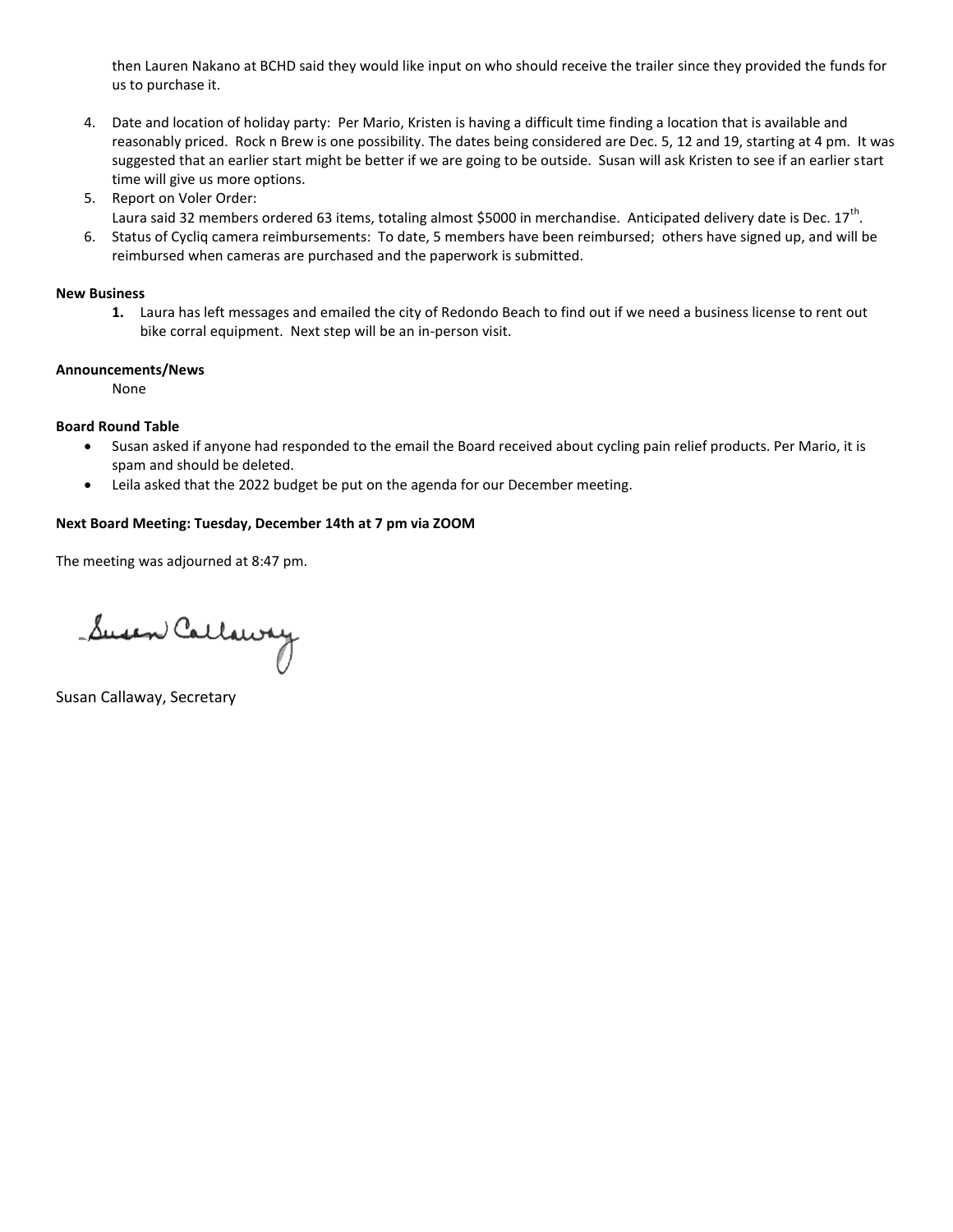then Lauren Nakano at BCHD said they would like input on who should receive the trailer since they provided the funds for us to purchase it.

4. Date and location of holiday party: Per Mario, Kristen is having a difficult time finding a location that is available and reasonably priced. Rock n Brew is one possibility. The dates being considered are Dec. 5, 12 and 19, starting at 4 pm. It was suggested that an earlier start might be better if we are going to be outside. Susan will ask Kristen to see if an earlier start time will give us more options.
5. Report on Voler Order:
   Laura said 32 members ordered 63 items, totaling almost $5000 in merchandise. Anticipated delivery date is Dec. 17th.
6. Status of Cycliq camera reimbursements: To date, 5 members have been reimbursed; others have signed up, and will be reimbursed when cameras are purchased and the paperwork is submitted.

**New Business**

1. Laura has left messages and emailed the city of Redondo Beach to find out if we need a business license to rent out bike corral equipment. Next step will be an in-person visit.

**Announcements/News**

None

**Board Round Table**

- Susan asked if anyone had responded to the email the Board received about cycling pain relief products. Per Mario, it is spam and should be deleted.
- Leila asked that the 2022 budget be put on the agenda for our December meeting.

**Next Board Meeting: Tuesday, December 14th at 7 pm via ZOOM**

The meeting was adjourned at 8:47 pm.

Susan Callaway

Susan Callaway, Secretary